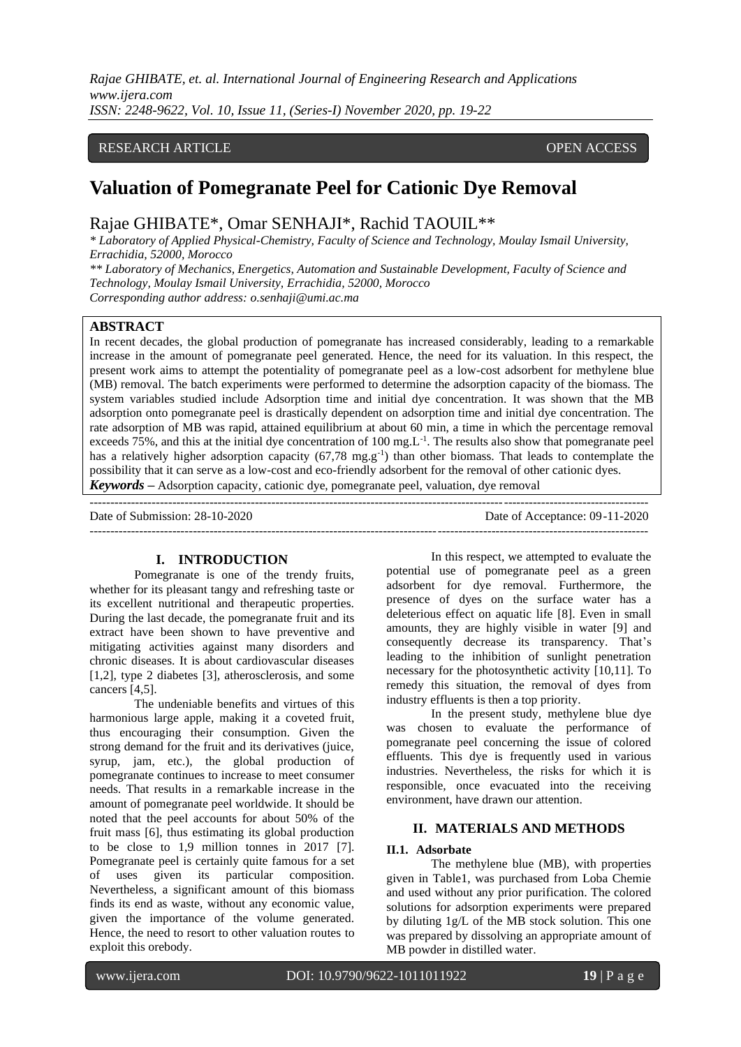RESEARCH ARTICLE OPEN ACCESS

# Valuation of Pomegranate Peel for Cationic Dye Removal

Rajae GHIBATE*, Omar SENHAJI*, Rachid TAOUIL**

*\* Laboratory of Applied Physical-Chemistry, Faculty of Science and Technology, Moulay Ismail University, Errachidia, 52000, Morocco*

*\*\* Laboratory of Mechanics, Energetics, Automation and Sustainable Development, Faculty of Science and Technology, Moulay Ismail University, Errachidia, 52000, Morocco*

*Corresponding author address: o.senhaji@umi.ac.ma*

## ABSTRACT

In recent decades, the global production of pomegranate has increased considerably, leading to a remarkable increase in the amount of pomegranate peel generated. Hence, the need for its valuation. In this respect, the present work aims to attempt the potentiality of pomegranate peel as a low-cost adsorbent for methylene blue (MB) removal. The batch experiments were performed to determine the adsorption capacity of the biomass. The system variables studied include Adsorption time and initial dye concentration. It was shown that the MB adsorption onto pomegranate peel is drastically dependent on adsorption time and initial dye concentration. The rate adsorption of MB was rapid, attained equilibrium at about 60 min, a time in which the percentage removal exceeds 75%, and this at the initial dye concentration of 100 $mg.L^{-1}$. The results also show that pomegranate peel has a relatively higher adsorption capacity (67,78 $mg.g^{-1}$) than other biomass. That leads to contemplate the possibility that it can serve as a low-cost and eco-friendly adsorbent for the removal of other cationic dyes.

***Keywords*** **–** Adsorption capacity, cationic dye, pomegranate peel, valuation, dye removal

---

Date of Submission: 28-10-2020 Date of Acceptance: 09-11-2020

---

## I. INTRODUCTION

Pomegranate is one of the trendy fruits, whether for its pleasant tangy and refreshing taste or its excellent nutritional and therapeutic properties. During the last decade, the pomegranate fruit and its extract have been shown to have preventive and mitigating activities against many disorders and chronic diseases. It is about cardiovascular diseases [1,2], type 2 diabetes [3], atherosclerosis, and some cancers [4,5].

The undeniable benefits and virtues of this harmonious large apple, making it a coveted fruit, thus encouraging their consumption. Given the strong demand for the fruit and its derivatives (juice, syrup, jam, etc.), the global production of pomegranate continues to increase to meet consumer needs. That results in a remarkable increase in the amount of pomegranate peel worldwide. It should be noted that the peel accounts for about 50% of the fruit mass [6], thus estimating its global production to be close to 1,9 million tonnes in 2017 [7]. Pomegranate peel is certainly quite famous for a set of uses given its particular composition. Nevertheless, a significant amount of this biomass finds its end as waste, without any economic value, given the importance of the volume generated. Hence, the need to resort to other valuation routes to exploit this orebody.

In this respect, we attempted to evaluate the potential use of pomegranate peel as a green adsorbent for dye removal. Furthermore, the presence of dyes on the surface water has a deleterious effect on aquatic life [8]. Even in small amounts, they are highly visible in water [9] and consequently decrease its transparency. That's leading to the inhibition of sunlight penetration necessary for the photosynthetic activity [10,11]. To remedy this situation, the removal of dyes from industry effluents is then a top priority.

In the present study, methylene blue dye was chosen to evaluate the performance of pomegranate peel concerning the issue of colored effluents. This dye is frequently used in various industries. Nevertheless, the risks for which it is responsible, once evacuated into the receiving environment, have drawn our attention.

## II. MATERIALS AND METHODS

### II.1. Adsorbate

The methylene blue (MB), with properties given in Table1, was purchased from Loba Chemie and used without any prior purification. The colored solutions for adsorption experiments were prepared by diluting 1g/L of the MB stock solution. This one was prepared by dissolving an appropriate amount of MB powder in distilled water.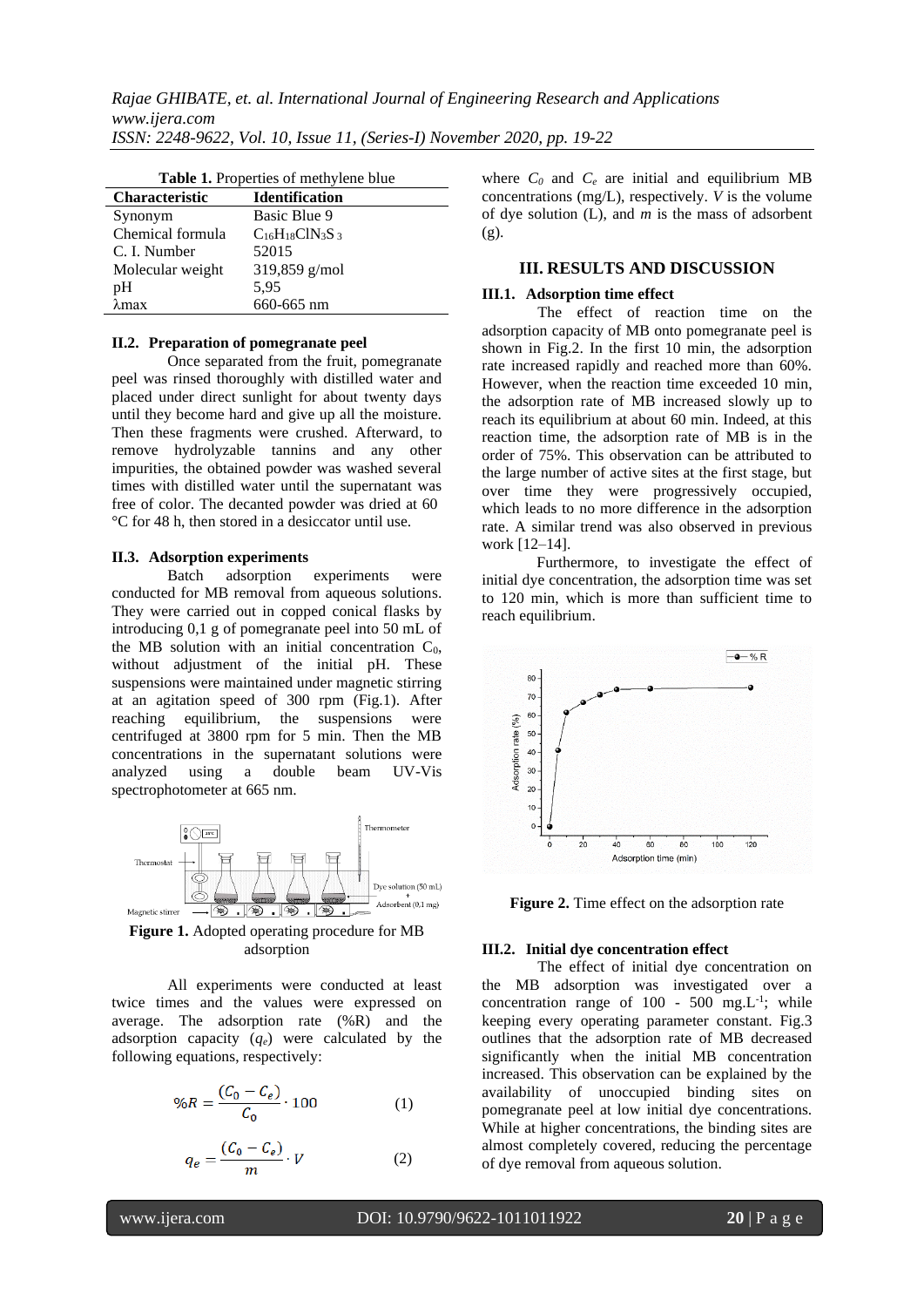**Table 1.** Properties of methylene blue

| Characteristic | Identification |
|---|---|
| Synonym | Basic Blue 9 |
| Chemical formula | $C_{16}H_{18}ClN_3S_3$ |
| C. I. Number | 52015 |
| Molecular weight | 319,859 g/mol |
| pH | 5,95 |
| λmax | 660-665 nm |

### II.2. Preparation of pomegranate peel

Once separated from the fruit, pomegranate peel was rinsed thoroughly with distilled water and placed under direct sunlight for about twenty days until they become hard and give up all the moisture. Then these fragments were crushed. Afterward, to remove hydrolyzable tannins and any other impurities, the obtained powder was washed several times with distilled water until the supernatant was free of color. The decanted powder was dried at 60 °C for 48 h, then stored in a desiccator until use.

### II.3. Adsorption experiments

Batch adsorption experiments were conducted for MB removal from aqueous solutions. They were carried out in copped conical flasks by introducing 0,1 g of pomegranate peel into 50 mL of the MB solution with an initial concentration $C_0$, without adjustment of the initial pH. These suspensions were maintained under magnetic stirring at an agitation speed of 300 rpm (Fig.1). After reaching equilibrium, the suspensions were centrifuged at 3800 rpm for 5 min. Then the MB concentrations in the supernatant solutions were analyzed using a double beam UV-Vis spectrophotometer at 665 nm.

**Figure 1.** Adopted operating procedure for MB adsorption

All experiments were conducted at least twice times and the values were expressed on average. The adsorption rate (%R) and the adsorption capacity ($q_e$) were calculated by the following equations, respectively:

$$\%R = \frac{(C_0 - C_e)}{C_0} \cdot 100 \quad (1)$$

$$q_e = \frac{(C_0 - C_e)}{m} \cdot V \quad (2)$$

where $C_0$ and $C_e$ are initial and equilibrium MB concentrations (mg/L), respectively. $V$ is the volume of dye solution (L), and $m$ is the mass of adsorbent (g).

## III. RESULTS AND DISCUSSION

### III.1. Adsorption time effect

The effect of reaction time on the adsorption capacity of MB onto pomegranate peel is shown in Fig.2. In the first 10 min, the adsorption rate increased rapidly and reached more than 60%. However, when the reaction time exceeded 10 min, the adsorption rate of MB increased slowly up to reach its equilibrium at about 60 min. Indeed, at this reaction time, the adsorption rate of MB is in the order of 75%. This observation can be attributed to the large number of active sites at the first stage, but over time they were progressively occupied, which leads to no more difference in the adsorption rate. A similar trend was also observed in previous work [12–14].

Furthermore, to investigate the effect of initial dye concentration, the adsorption time was set to 120 min, which is more than sufficient time to reach equilibrium.

**Figure 2.** Time effect on the adsorption rate

### III.2. Initial dye concentration effect

The effect of initial dye concentration on the MB adsorption was investigated over a concentration range of 100 - 500 $mg.L^{-1}$; while keeping every operating parameter constant. Fig.3 outlines that the adsorption rate of MB decreased significantly when the initial MB concentration increased. This observation can be explained by the availability of unoccupied binding sites on pomegranate peel at low initial dye concentrations. While at higher concentrations, the binding sites are almost completely covered, reducing the percentage of dye removal from aqueous solution.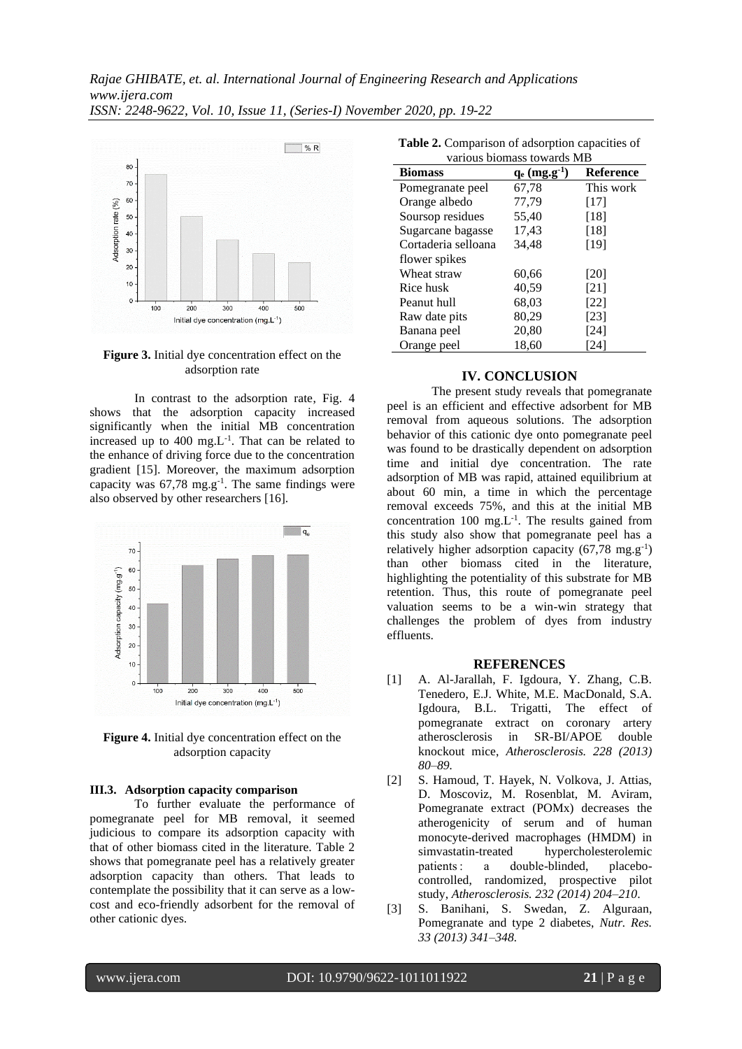Figure 3. Initial dye concentration effect on the adsorption rate

In contrast to the adsorption rate, Fig. 4 shows that the adsorption capacity increased significantly when the initial MB concentration increased up to 400 $mg.L^{-1}$. That can be related to the enhance of driving force due to the concentration gradient [15]. Moreover, the maximum adsorption capacity was 67,78 $mg.g^{-1}$. The same findings were also observed by other researchers [16].

Figure 4. Initial dye concentration effect on the adsorption capacity

### III.3. Adsorption capacity comparison

To further evaluate the performance of pomegranate peel for MB removal, it seemed judicious to compare its adsorption capacity with that of other biomass cited in the literature. Table 2 shows that pomegranate peel has a relatively greater adsorption capacity than others. That leads to contemplate the possibility that it can serve as a low-cost and eco-friendly adsorbent for the removal of other cationic dyes.

**Table 2.** Comparison of adsorption capacities of various biomass towards MB

| Biomass | $q_e$ ($mg.g^{-1}$) | Reference |
|---|---|---|
| Pomegranate peel | 67,78 | This work |
| Orange albedo | 77,79 | [17] |
| Soursop residues | 55,40 | [18] |
| Sugarcane bagasse | 17,43 | [18] |
| Cortaderia selloana flower spikes | 34,48 | [19] |
| Wheat straw | 60,66 | [20] |
| Rice husk | 40,59 | [21] |
| Peanut hull | 68,03 | [22] |
| Raw date pits | 80,29 | [23] |
| Banana peel | 20,80 | [24] |
| Orange peel | 18,60 | [24] |

## IV. CONCLUSION

The present study reveals that pomegranate peel is an efficient and effective adsorbent for MB removal from aqueous solutions. The adsorption behavior of this cationic dye onto pomegranate peel was found to be drastically dependent on adsorption time and initial dye concentration. The rate adsorption of MB was rapid, attained equilibrium at about 60 min, a time in which the percentage removal exceeds 75%, and this at the initial MB concentration 100 $mg.L^{-1}$. The results gained from this study also show that pomegranate peel has a relatively higher adsorption capacity (67,78 $mg.g^{-1}$) than other biomass cited in the literature, highlighting the potentiality of this substrate for MB retention. Thus, this route of pomegranate peel valuation seems to be a win-win strategy that challenges the problem of dyes from industry effluents.

## REFERENCES

[1] A. Al-Jarallah, F. Igdoura, Y. Zhang, C.B. Tenedero, E.J. White, M.E. MacDonald, S.A. Igdoura, B.L. Trigatti, The effect of pomegranate extract on coronary artery atherosclerosis in SR-BI/APOE double knockout mice, *Atherosclerosis. 228 (2013) 80–89.*

[2] S. Hamoud, T. Hayek, N. Volkova, J. Attias, D. Moscoviz, M. Rosenblat, M. Aviram, Pomegranate extract (POMx) decreases the atherogenicity of serum and of human monocyte-derived macrophages (HMDM) in simvastatin-treated hypercholesterolemic patients : a double-blinded, placebo-controlled, randomized, prospective pilot study, *Atherosclerosis. 232 (2014) 204–210.*

[3] S. Banihani, S. Swedan, Z. Alguraan, Pomegranate and type 2 diabetes, *Nutr. Res. 33 (2013) 341–348.*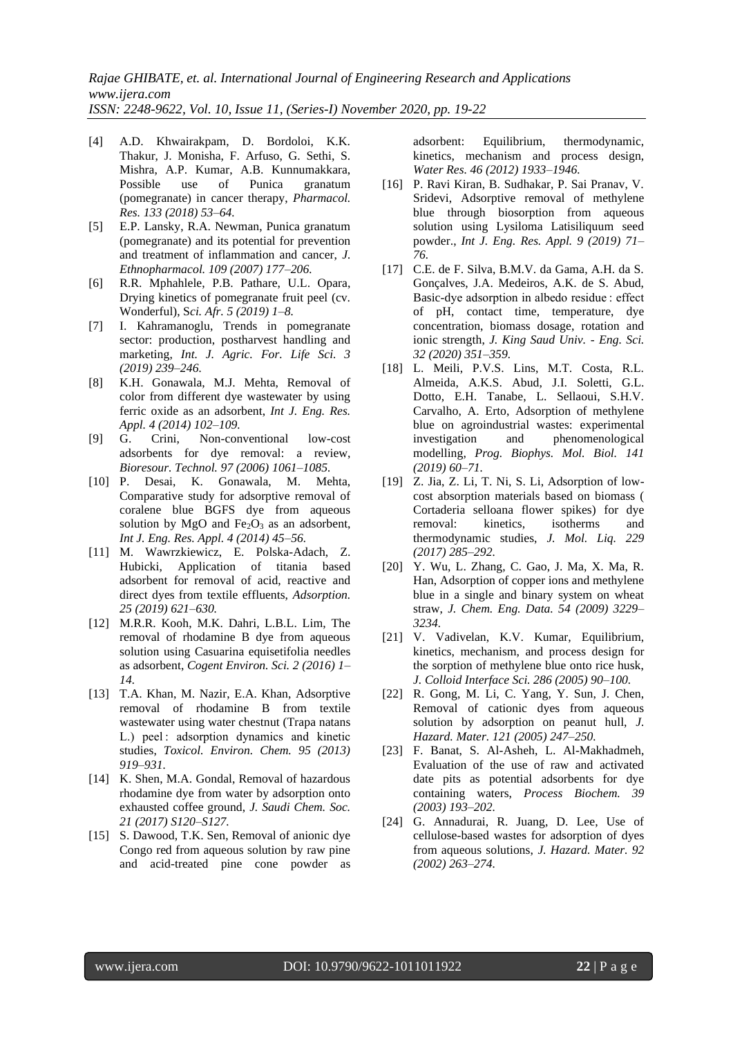[4] A.D. Khwairakpam, D. Bordoloi, K.K. Thakur, J. Monisha, F. Arfuso, G. Sethi, S. Mishra, A.P. Kumar, A.B. Kunnumakkara, Possible use of Punica granatum (pomegranate) in cancer therapy, *Pharmacol. Res. 133 (2018) 53–64.*

[5] E.P. Lansky, R.A. Newman, Punica granatum (pomegranate) and its potential for prevention and treatment of inflammation and cancer, *J. Ethnopharmacol. 109 (2007) 177–206.*

[6] R.R. Mphahlele, P.B. Pathare, U.L. Opara, Drying kinetics of pomegranate fruit peel (cv. Wonderful), S*ci. Afr. 5 (2019) 1–8.*

[7] I. Kahramanoglu, Trends in pomegranate sector: production, postharvest handling and marketing, *Int. J. Agric. For. Life Sci. 3 (2019) 239–246.*

[8] K.H. Gonawala, M.J. Mehta, Removal of color from different dye wastewater by using ferric oxide as an adsorbent, *Int J. Eng. Res. Appl. 4 (2014) 102–109.*

[9] G. Crini, Non-conventional low-cost adsorbents for dye removal: a review, *Bioresour. Technol. 97 (2006) 1061–1085.*

[10] P. Desai, K. Gonawala, M. Mehta, Comparative study for adsorptive removal of coralene blue BGFS dye from aqueous solution by MgO and $Fe_2O_3$ as an adsorbent, *Int J. Eng. Res. Appl. 4 (2014) 45–56.*

[11] M. Wawrzkiewicz, E. Polska-Adach, Z. Hubicki, Application of titania based adsorbent for removal of acid, reactive and direct dyes from textile effluents, *Adsorption. 25 (2019) 621–630.*

[12] M.R.R. Kooh, M.K. Dahri, L.B.L. Lim, The removal of rhodamine B dye from aqueous solution using Casuarina equisetifolia needles as adsorbent, *Cogent Environ. Sci. 2 (2016) 1–14.*

[13] T.A. Khan, M. Nazir, E.A. Khan, Adsorptive removal of rhodamine B from textile wastewater using water chestnut (Trapa natans L.) peel : adsorption dynamics and kinetic studies, *Toxicol. Environ. Chem. 95 (2013) 919–931.*

[14] K. Shen, M.A. Gondal, Removal of hazardous rhodamine dye from water by adsorption onto exhausted coffee ground, *J. Saudi Chem. Soc. 21 (2017) S120–S127.*

[15] S. Dawood, T.K. Sen, Removal of anionic dye Congo red from aqueous solution by raw pine and acid-treated pine cone powder as adsorbent: Equilibrium, thermodynamic, kinetics, mechanism and process design, *Water Res. 46 (2012) 1933–1946.*

[16] P. Ravi Kiran, B. Sudhakar, P. Sai Pranav, V. Sridevi, Adsorptive removal of methylene blue through biosorption from aqueous solution using Lysiloma Latisiliquum seed powder., *Int J. Eng. Res. Appl. 9 (2019) 71–76.*

[17] C.E. de F. Silva, B.M.V. da Gama, A.H. da S. Gonçalves, J.A. Medeiros, A.K. de S. Abud, Basic-dye adsorption in albedo residue : effect of pH, contact time, temperature, dye concentration, biomass dosage, rotation and ionic strength, *J. King Saud Univ. - Eng. Sci. 32 (2020) 351–359.*

[18] L. Meili, P.V.S. Lins, M.T. Costa, R.L. Almeida, A.K.S. Abud, J.I. Soletti, G.L. Dotto, E.H. Tanabe, L. Sellaoui, S.H.V. Carvalho, A. Erto, Adsorption of methylene blue on agroindustrial wastes: experimental investigation and phenomenological modelling, *Prog. Biophys. Mol. Biol. 141 (2019) 60–71.*

[19] Z. Jia, Z. Li, T. Ni, S. Li, Adsorption of low-cost absorption materials based on biomass ( Cortaderia selloana flower spikes) for dye removal: kinetics, isotherms and thermodynamic studies, *J. Mol. Liq. 229 (2017) 285–292.*

[20] Y. Wu, L. Zhang, C. Gao, J. Ma, X. Ma, R. Han, Adsorption of copper ions and methylene blue in a single and binary system on wheat straw, *J. Chem. Eng. Data. 54 (2009) 3229–3234.*

[21] V. Vadivelan, K.V. Kumar, Equilibrium, kinetics, mechanism, and process design for the sorption of methylene blue onto rice husk, *J. Colloid Interface Sci. 286 (2005) 90–100.*

[22] R. Gong, M. Li, C. Yang, Y. Sun, J. Chen, Removal of cationic dyes from aqueous solution by adsorption on peanut hull, *J. Hazard. Mater. 121 (2005) 247–250.*

[23] F. Banat, S. Al-Asheh, L. Al-Makhadmeh, Evaluation of the use of raw and activated date pits as potential adsorbents for dye containing waters, *Process Biochem. 39 (2003) 193–202.*

[24] G. Annadurai, R. Juang, D. Lee, Use of cellulose-based wastes for adsorption of dyes from aqueous solutions, *J. Hazard. Mater. 92 (2002) 263–274.*